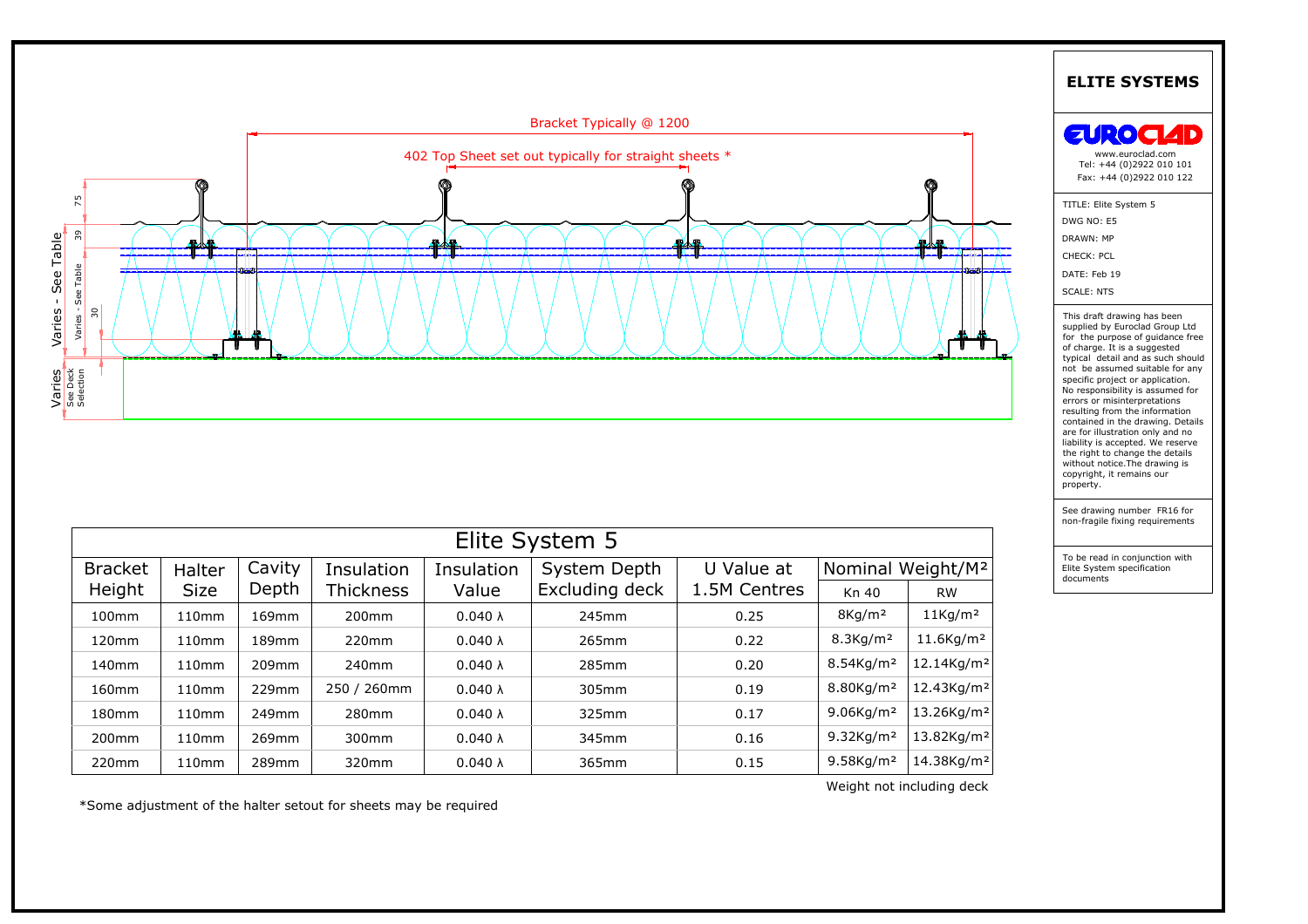Bracket Typically @ 1200

402 Top Sheet set out typically for straight sheets *

75

39

30

Varies - See Table

Varies - See Table

Varies See Deck Selection

## ELITE SYSTEMS

EUROCLAD

www.euroclad.com
Tel: +44 (0)2922 010 101
Fax: +44 (0)2922 010 122

TITLE: Elite System 5

DWG NO: E5

DRAWN: MP

CHECK: PCL

DATE: Feb 19

SCALE: NTS

This draft drawing has been supplied by Euroclad Group Ltd for the purpose of guidance free of charge. It is a suggested typical detail and as such should not be assumed suitable for any specific project or application. No responsibility is assumed for errors or misinterpretations resulting from the information contained in the drawing. Details are for illustration only and no liability is accepted. We reserve the right to change the details without notice.The drawing is copyright, it remains our property.

See drawing number FR16 for non-fragile fixing requirements

To be read in conjunction with Elite System specification documents

| Elite System 5 | | | | | | | | |
|---|---|---|---|---|---|---|---|---|
| Bracket Height | Halter Size | Cavity Depth | Insulation Thickness | Insulation Value | System Depth Excluding deck | U Value at 1.5M Centres | Nominal Weight/M² | |
| | | | | | | | Kn 40 | RW |
| 100mm | 110mm | 169mm | 200mm | 0.040 λ | 245mm | 0.25 | 8Kg/m² | 11Kg/m² |
| 120mm | 110mm | 189mm | 220mm | 0.040 λ | 265mm | 0.22 | 8.3Kg/m² | 11.6Kg/m² |
| 140mm | 110mm | 209mm | 240mm | 0.040 λ | 285mm | 0.20 | 8.54Kg/m² | 12.14Kg/m² |
| 160mm | 110mm | 229mm | 250 / 260mm | 0.040 λ | 305mm | 0.19 | 8.80Kg/m² | 12.43Kg/m² |
| 180mm | 110mm | 249mm | 280mm | 0.040 λ | 325mm | 0.17 | 9.06Kg/m² | 13.26Kg/m² |
| 200mm | 110mm | 269mm | 300mm | 0.040 λ | 345mm | 0.16 | 9.32Kg/m² | 13.82Kg/m² |
| 220mm | 110mm | 289mm | 320mm | 0.040 λ | 365mm | 0.15 | 9.58Kg/m² | 14.38Kg/m² |

Weight not including deck

*Some adjustment of the halter setout for sheets may be required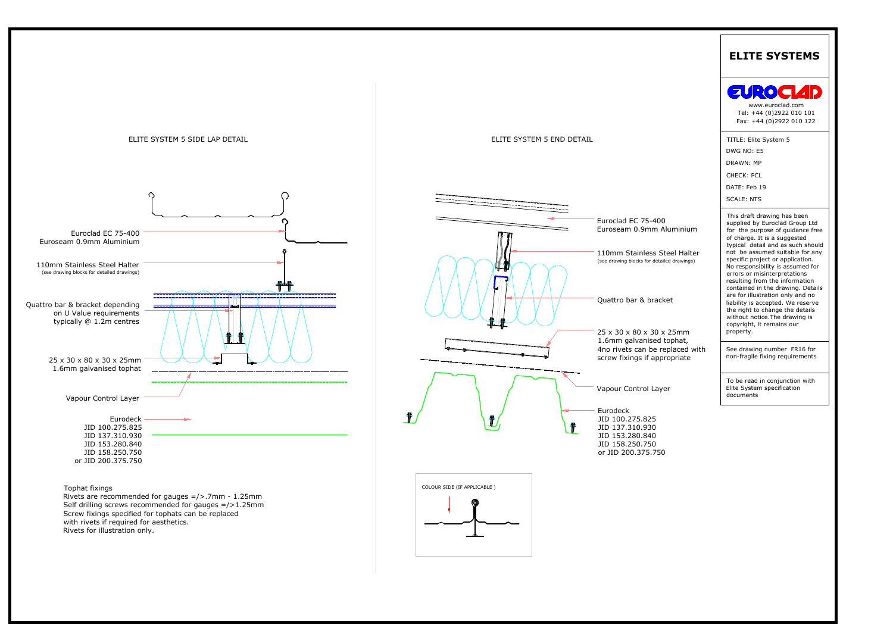# ELITE SYSTEMS

EUROCLAD

www.euroclad.com
Tel: +44 (0)2922 010 101
Fax: +44 (0)2922 010 122

TITLE: Elite System 5
DWG NO: E5
DRAWN: MP
CHECK: PCL
DATE: Feb 19
SCALE: NTS

This draft drawing has been supplied by Euroclad Group Ltd for the purpose of guidance free of charge. It is a suggested typical detail and as such should not be assumed suitable for any specific project or application. No responsibility is assumed for errors or misinterpretations resulting from the information contained in the drawing. Details are for illustration only and no liability is accepted. We reserve the right to change the details without notice.The drawing is copyright, it remains our property.

See drawing number FR16 for non-fragile fixing requirements

To be read in conjunction with Elite System specification documents

## ELITE SYSTEM 5 SIDE LAP DETAIL

Euroclad EC 75-400
Euroseam 0.9mm Aluminium

110mm Stainless Steel Halter
(see drawing blocks for detailed drawings)

Quattro bar & bracket depending on U Value requirements typically @ 1.2m centres

25 x 30 x 80 x 30 x 25mm
1.6mm galvanised tophat

Vapour Control Layer

Eurodeck
JID 100.275.825
JID 137.310.930
JID 153.280.840
JID 158.250.750
or JID 200.375.750

Tophat fixings
Rivets are recommended for gauges =/>.7mm - 1.25mm
Self drilling screws recommended for gauges =/>1.25mm
Screw fixings specified for tophats can be replaced with rivets if required for aesthetics.
Rivets for illustration only.

## ELITE SYSTEM 5 END DETAIL

Euroclad EC 75-400
Euroseam 0.9mm Aluminium

110mm Stainless Steel Halter
(see drawing blocks for detailed drawings)

Quattro bar & bracket

25 x 30 x 80 x 30 x 25mm
1.6mm galvanised tophat,
4no rivets can be replaced with screw fixings if appropriate

Vapour Control Layer

Eurodeck
JID 100.275.825
JID 137.310.930
JID 153.280.840
JID 158.250.750
or JID 200.375.750

COLOUR SIDE (IF APPLICABLE )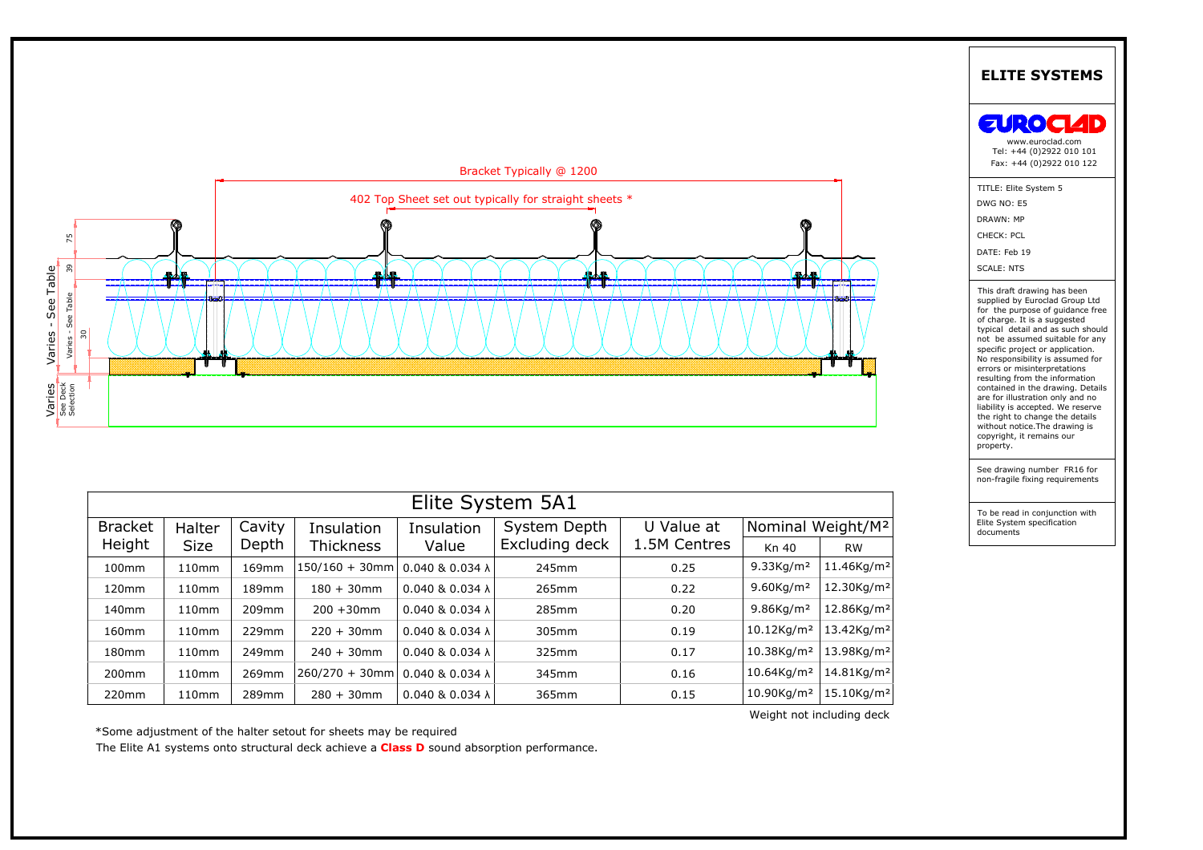Bracket Typically @ 1200

402 Top Sheet set out typically for straight sheets *

75

39

30

Varies - See Table

Varies - See Table

Varies See Deck Selection

## ELITE SYSTEMS

EUROCLAD

www.euroclad.com
Tel: +44 (0)2922 010 101
Fax: +44 (0)2922 010 122

TITLE: Elite System 5
DWG NO: E5
DRAWN: MP
CHECK: PCL
DATE: Feb 19
SCALE: NTS

This draft drawing has been supplied by Euroclad Group Ltd for the purpose of guidance free of charge. It is a suggested typical detail and as such should not be assumed suitable for any specific project or application. No responsibility is assumed for errors or misinterpretations resulting from the information contained in the drawing. Details are for illustration only and no liability is accepted. We reserve the right to change the details without notice.The drawing is copyright, it remains our property.

See drawing number FR16 for non-fragile fixing requirements

To be read in conjunction with Elite System specification documents

## Elite System 5A1

| Bracket Height | Halter Size | Cavity Depth | Insulation Thickness | Insulation Value | System Depth Excluding deck | U Value at 1.5M Centres | Nominal Weight/M² | |
|---|---|---|---|---|---|---|---|---|
| | | | | | | | Kn 40 | RW |
| 100mm | 110mm | 169mm | 150/160 + 30mm | 0.040 & 0.034 λ | 245mm | 0.25 | 9.33Kg/m² | 11.46Kg/m² |
| 120mm | 110mm | 189mm | 180 + 30mm | 0.040 & 0.034 λ | 265mm | 0.22 | 9.60Kg/m² | 12.30Kg/m² |
| 140mm | 110mm | 209mm | 200 +30mm | 0.040 & 0.034 λ | 285mm | 0.20 | 9.86Kg/m² | 12.86Kg/m² |
| 160mm | 110mm | 229mm | 220 + 30mm | 0.040 & 0.034 λ | 305mm | 0.19 | 10.12Kg/m² | 13.42Kg/m² |
| 180mm | 110mm | 249mm | 240 + 30mm | 0.040 & 0.034 λ | 325mm | 0.17 | 10.38Kg/m² | 13.98Kg/m² |
| 200mm | 110mm | 269mm | 260/270 + 30mm | 0.040 & 0.034 λ | 345mm | 0.16 | 10.64Kg/m² | 14.81Kg/m² |
| 220mm | 110mm | 289mm | 280 + 30mm | 0.040 & 0.034 λ | 365mm | 0.15 | 10.90Kg/m² | 15.10Kg/m² |

Weight not including deck

*Some adjustment of the halter setout for sheets may be required

The Elite A1 systems onto structural deck achieve a **Class D** sound absorption performance.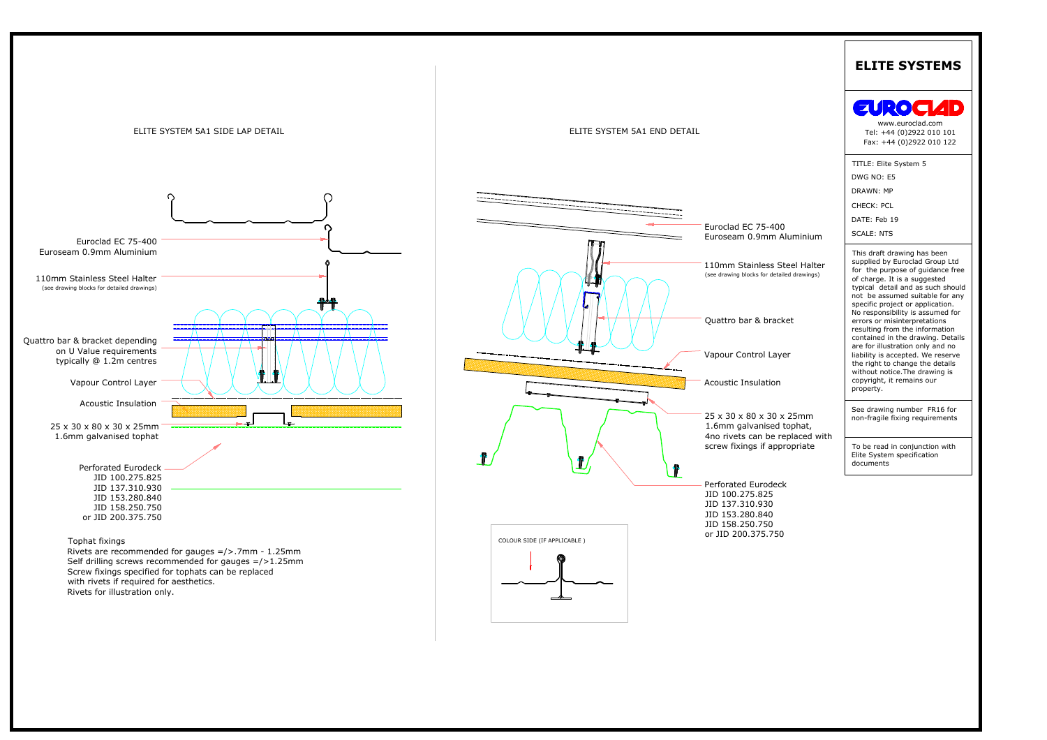# ELITE SYSTEMS

www.euroclad.com
Tel: +44 (0)2922 010 101
Fax: +44 (0)2922 010 122

TITLE: Elite System 5
DWG NO: E5
DRAWN: MP
CHECK: PCL
DATE: Feb 19
SCALE: NTS

This draft drawing has been supplied by Euroclad Group Ltd for the purpose of guidance free of charge. It is a suggested typical detail and as such should not be assumed suitable for any specific project or application. No responsibility is assumed for errors or misinterpretations resulting from the information contained in the drawing. Details are for illustration only and no liability is accepted. We reserve the right to change the details without notice.The drawing is copyright, it remains our property.

See drawing number FR16 for non-fragile fixing requirements

To be read in conjunction with Elite System specification documents

## ELITE SYSTEM 5A1 SIDE LAP DETAIL

- Euroclad EC 75-400 Euroseam 0.9mm Aluminium
- 110mm Stainless Steel Halter (see drawing blocks for detailed drawings)
- Quattro bar & bracket depending on U Value requirements typically @ 1.2m centres
- Vapour Control Layer
- Acoustic Insulation
- 25 x 30 x 80 x 30 x 25mm 1.6mm galvanised tophat
- Perforated Eurodeck JID 100.275.825 JID 137.310.930 JID 153.280.840 JID 158.250.750 or JID 200.375.750

Tophat fixings
Rivets are recommended for gauges =/>.7mm - 1.25mm
Self drilling screws recommended for gauges =/>1.25mm
Screw fixings specified for tophats can be replaced with rivets if required for aesthetics.
Rivets for illustration only.

## ELITE SYSTEM 5A1 END DETAIL

- Euroclad EC 75-400 Euroseam 0.9mm Aluminium
- 110mm Stainless Steel Halter (see drawing blocks for detailed drawings)
- Quattro bar & bracket
- Vapour Control Layer
- Acoustic Insulation
- 25 x 30 x 80 x 30 x 25mm 1.6mm galvanised tophat, 4no rivets can be replaced with screw fixings if appropriate
- Perforated Eurodeck JID 100.275.825 JID 137.310.930 JID 153.280.840 JID 158.250.750 or JID 200.375.750

COLOUR SIDE (IF APPLICABLE )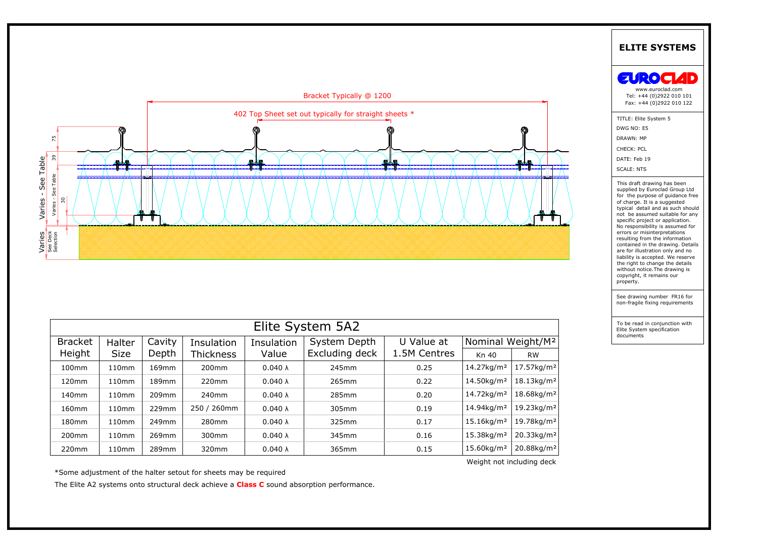Bracket Typically @ 1200

402 Top Sheet set out typically for straight sheets *

75

39

30

Varies - See Table

Varies - See Table

Varies

See Deck Selection

## ELITE SYSTEMS

EUROCLAD

www.euroclad.com
Tel: +44 (0)2922 010 101
Fax: +44 (0)2922 010 122

TITLE: Elite System 5

DWG NO: E5

DRAWN: MP

CHECK: PCL

DATE: Feb 19

SCALE: NTS

This draft drawing has been supplied by Euroclad Group Ltd for the purpose of guidance free of charge. It is a suggested typical detail and as such should not be assumed suitable for any specific project or application. No responsibility is assumed for errors or misinterpretations resulting from the information contained in the drawing. Details are for illustration only and no liability is accepted. We reserve the right to change the details without notice.The drawing is copyright, it remains our property.

See drawing number FR16 for non-fragile fixing requirements

To be read in conjunction with Elite System specification documents

## Elite System 5A2

| Bracket Height | Halter Size | Cavity Depth | Insulation Thickness | Insulation Value | System Depth Excluding deck | U Value at 1.5M Centres | Nominal Weight/M² | |
|---|---|---|---|---|---|---|---|---|
| | | | | | | | Kn 40 | RW |
| 100mm | 110mm | 169mm | 200mm | 0.040 λ | 245mm | 0.25 | 14.27kg/m² | 17.57kg/m² |
| 120mm | 110mm | 189mm | 220mm | 0.040 λ | 265mm | 0.22 | 14.50kg/m² | 18.13kg/m² |
| 140mm | 110mm | 209mm | 240mm | 0.040 λ | 285mm | 0.20 | 14.72kg/m² | 18.68kg/m² |
| 160mm | 110mm | 229mm | 250 / 260mm | 0.040 λ | 305mm | 0.19 | 14.94kg/m² | 19.23kg/m² |
| 180mm | 110mm | 249mm | 280mm | 0.040 λ | 325mm | 0.17 | 15.16kg/m² | 19.78kg/m² |
| 200mm | 110mm | 269mm | 300mm | 0.040 λ | 345mm | 0.16 | 15.38kg/m² | 20.33kg/m² |
| 220mm | 110mm | 289mm | 320mm | 0.040 λ | 365mm | 0.15 | 15.60kg/m² | 20.88kg/m² |

Weight not including deck

*Some adjustment of the halter setout for sheets may be required

The Elite A2 systems onto structural deck achieve a **Class C** sound absorption performance.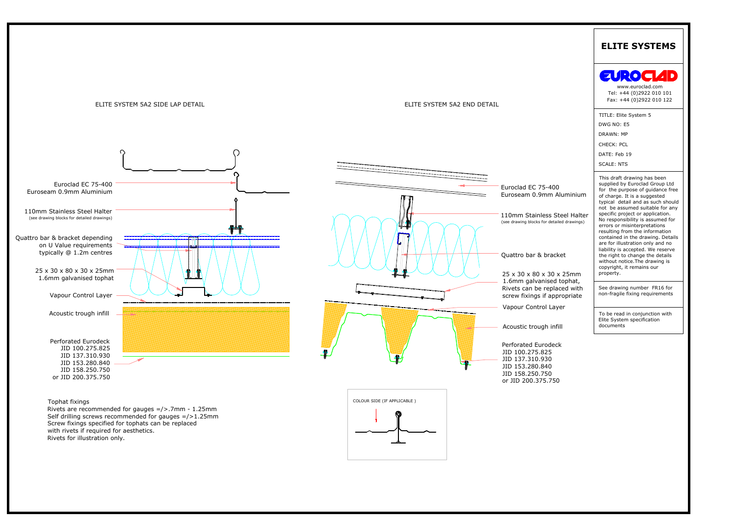# ELITE SYSTEMS

EUROCLAD

www.euroclad.com
Tel: +44 (0)2922 010 101
Fax: +44 (0)2922 010 122

TITLE: Elite System 5
DWG NO: E5
DRAWN: MP
CHECK: PCL
DATE: Feb 19
SCALE: NTS

This draft drawing has been supplied by Euroclad Group Ltd for the purpose of guidance free of charge. It is a suggested typical detail and as such should not be assumed suitable for any specific project or application. No responsibility is assumed for errors or misinterpretations resulting from the information contained in the drawing. Details are for illustration only and no liability is accepted. We reserve the right to change the details without notice.The drawing is copyright, it remains our property.

See drawing number FR16 for non-fragile fixing requirements

To be read in conjunction with Elite System specification documents

## ELITE SYSTEM 5A2 SIDE LAP DETAIL

- Euroclad EC 75-400 Euroseam 0.9mm Aluminium
- 110mm Stainless Steel Halter (see drawing blocks for detailed drawings)
- Quattro bar & bracket depending on U Value requirements typically @ 1.2m centres
- 25 x 30 x 80 x 30 x 25mm 1.6mm galvanised tophat
- Vapour Control Layer
- Acoustic trough infill
- Perforated Eurodeck JID 100.275.825 JID 137.310.930 JID 153.280.840 JID 158.250.750 or JID 200.375.750

Tophat fixings
Rivets are recommended for gauges =/>.7mm - 1.25mm
Self drilling screws recommended for gauges =/>1.25mm
Screw fixings specified for tophats can be replaced with rivets if required for aesthetics.
Rivets for illustration only.

## ELITE SYSTEM 5A2 END DETAIL

- Euroclad EC 75-400 Euroseam 0.9mm Aluminium
- 110mm Stainless Steel Halter (see drawing blocks for detailed drawings)
- Quattro bar & bracket
- 25 x 30 x 80 x 30 x 25mm 1.6mm galvanised tophat, Rivets can be replaced with screw fixings if appropriate
- Vapour Control Layer
- Acoustic trough infill
- Perforated Eurodeck JID 100.275.825 JID 137.310.930 JID 153.280.840 JID 158.250.750 or JID 200.375.750

COLOUR SIDE (IF APPLICABLE )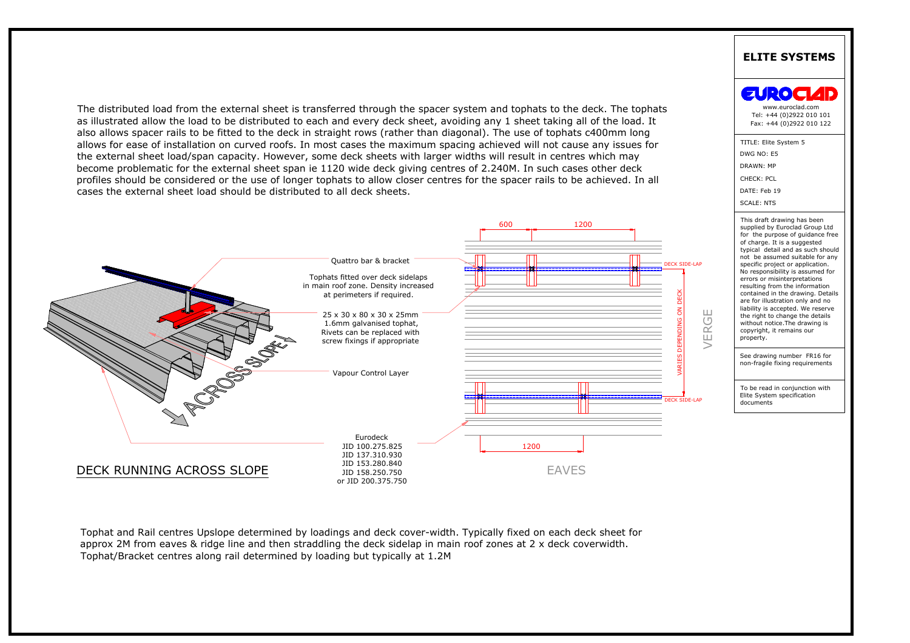The distributed load from the external sheet is transferred through the spacer system and tophats to the deck. The tophats as illustrated allow the load to be distributed to each and every deck sheet, avoiding any 1 sheet taking all of the load. It also allows spacer rails to be fitted to the deck in straight rows (rather than diagonal). The use of tophats c400mm long allows for ease of installation on curved roofs. In most cases the maximum spacing achieved will not cause any issues for the external sheet load/span capacity. However, some deck sheets with larger widths will result in centres which may become problematic for the external sheet span ie 1120 wide deck giving centres of 2.240M. In such cases other deck profiles should be considered or the use of longer tophats to allow closer centres for the spacer rails to be achieved. In all cases the external sheet load should be distributed to all deck sheets.

Quattro bar & bracket

Tophats fitted over deck sidelaps in main roof zone. Density increased at perimeters if required.

25 x 30 x 80 x 30 x 25mm 1.6mm galvanised tophat, Rivets can be replaced with screw fixings if appropriate

Vapour Control Layer

Eurodeck
JID 100.275.825
JID 137.310.930
JID 153.280.840
JID 158.250.750
or JID 200.375.750

ACROSS SLOPE

600 | 1200 | 1200

DECK SIDE-LAP

VARIES DEPENDING ON DECK

VERGE

EAVES

## DECK RUNNING ACROSS SLOPE

Tophat and Rail centres Upslope determined by loadings and deck cover-width. Typically fixed on each deck sheet for approx 2M from eaves & ridge line and then straddling the deck sidelap in main roof zones at 2 x deck coverwidth. Tophat/Bracket centres along rail determined by loading but typically at 1.2M

**ELITE SYSTEMS**

EUROCLAD
www.euroclad.com
Tel: +44 (0)2922 010 101
Fax: +44 (0)2922 010 122

TITLE: Elite System 5
DWG NO: E5
DRAWN: MP
CHECK: PCL
DATE: Feb 19
SCALE: NTS

This draft drawing has been supplied by Euroclad Group Ltd for the purpose of guidance free of charge. It is a suggested typical detail and as such should not be assumed suitable for any specific project or application. No responsibility is assumed for errors or misinterpretations resulting from the information contained in the drawing. Details are for illustration only and no liability is accepted. We reserve the right to change the details without notice.The drawing is copyright, it remains our property.

See drawing number FR16 for non-fragile fixing requirements

To be read in conjunction with Elite System specification documents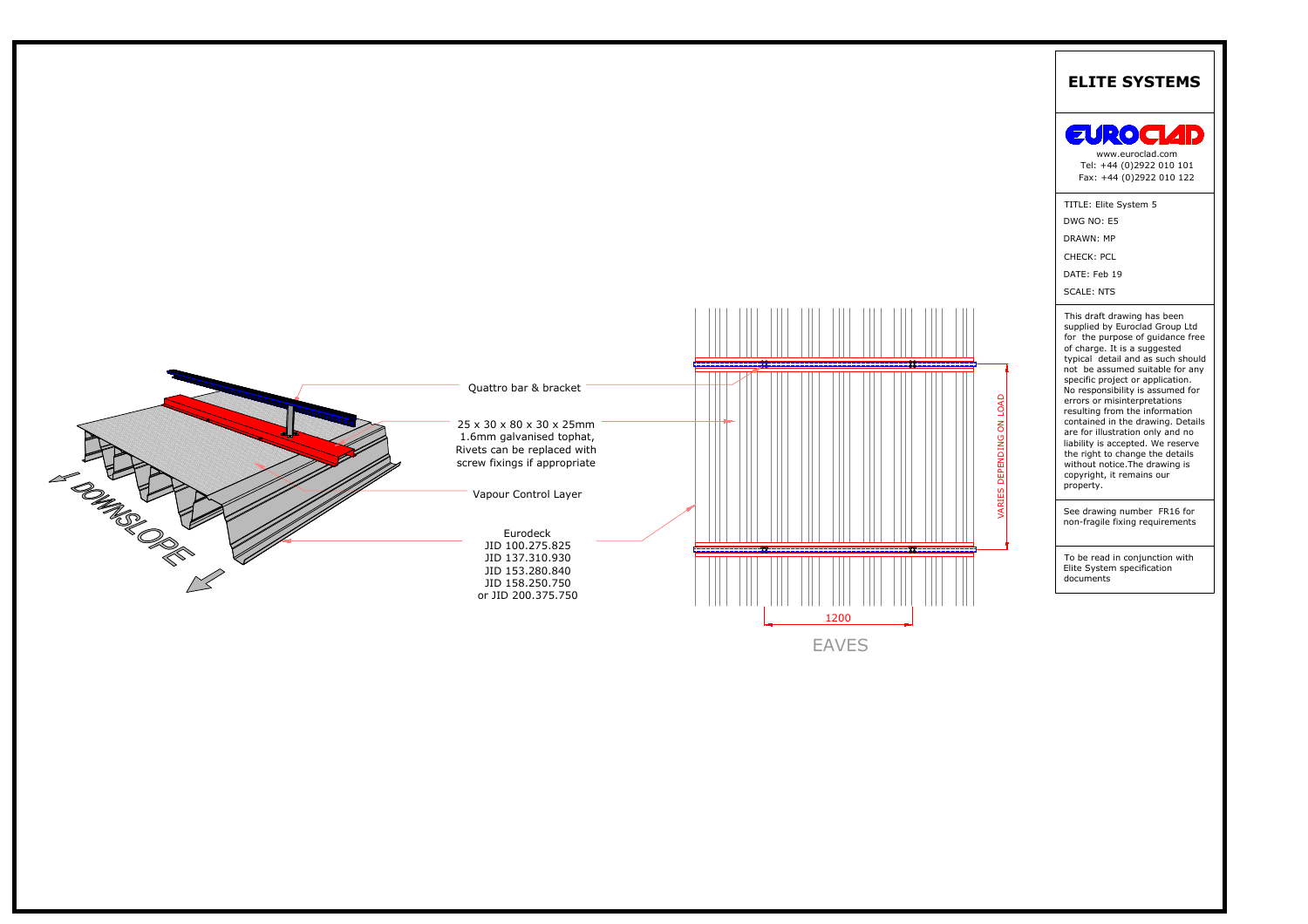Quattro bar & bracket

25 x 30 x 80 x 30 x 25mm
1.6mm galvanised tophat,
Rivets can be replaced with
screw fixings if appropriate

Vapour Control Layer

Eurodeck
JID 100.275.825
JID 137.310.930
JID 153.280.840
JID 158.250.750
or JID 200.375.750

DOWNSLOPE

VARIES DEPENDING ON LOAD

1200

EAVES

# ELITE SYSTEMS

EUROCLAD

www.euroclad.com
Tel: +44 (0)2922 010 101
Fax: +44 (0)2922 010 122

TITLE: Elite System 5

DWG NO: E5

DRAWN: MP

CHECK: PCL

DATE: Feb 19

SCALE: NTS

This draft drawing has been supplied by Euroclad Group Ltd for the purpose of guidance free of charge. It is a suggested typical detail and as such should not be assumed suitable for any specific project or application. No responsibility is assumed for errors or misinterpretations resulting from the information contained in the drawing. Details are for illustration only and no liability is accepted. We reserve the right to change the details without notice.The drawing is copyright, it remains our property.

See drawing number FR16 for non-fragile fixing requirements

To be read in conjunction with Elite System specification documents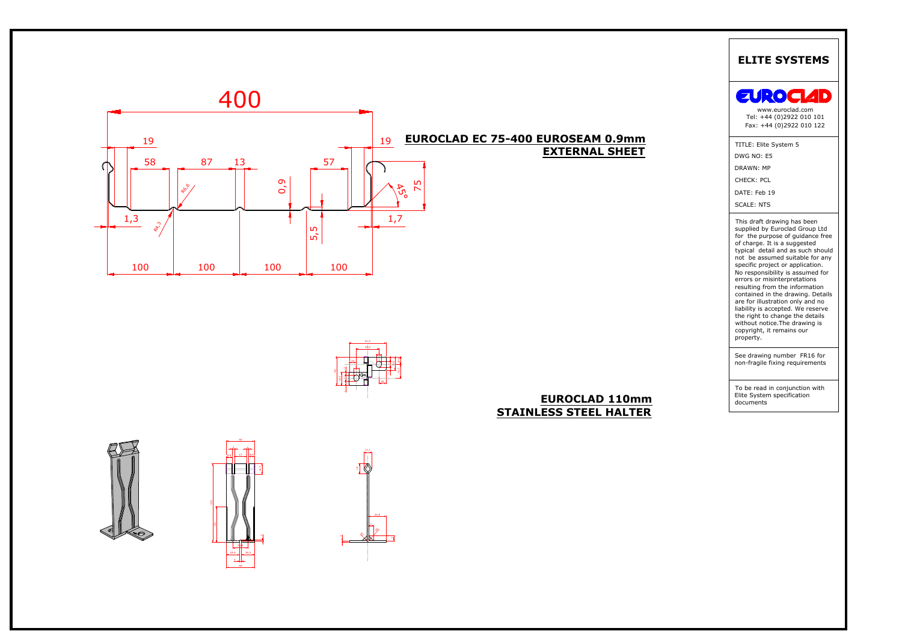## EUROCLAD EC 75-400 EUROSEAM 0.9mm EXTERNAL SHEET

400

19 | 58 | 87 | 13 | 57 | 19

0,9 | 45° | 75 | R6,6 | R4,3 | 1,3 | 5,5 | 1,7

100 | 100 | 100 | 100

## EUROCLAD 110mm STAINLESS STEEL HALTER

# ELITE SYSTEMS

EUROCLAD

www.euroclad.com
Tel: +44 (0)2922 010 101
Fax: +44 (0)2922 010 122

TITLE: Elite System 5

DWG NO: E5

DRAWN: MP

CHECK: PCL

DATE: Feb 19

SCALE: NTS

This draft drawing has been supplied by Euroclad Group Ltd for the purpose of guidance free of charge. It is a suggested typical detail and as such should not be assumed suitable for any specific project or application. No responsibility is assumed for errors or misinterpretations resulting from the information contained in the drawing. Details are for illustration only and no liability is accepted. We reserve the right to change the details without notice.The drawing is copyright, it remains our property.

See drawing number FR16 for non-fragile fixing requirements

To be read in conjunction with Elite System specification documents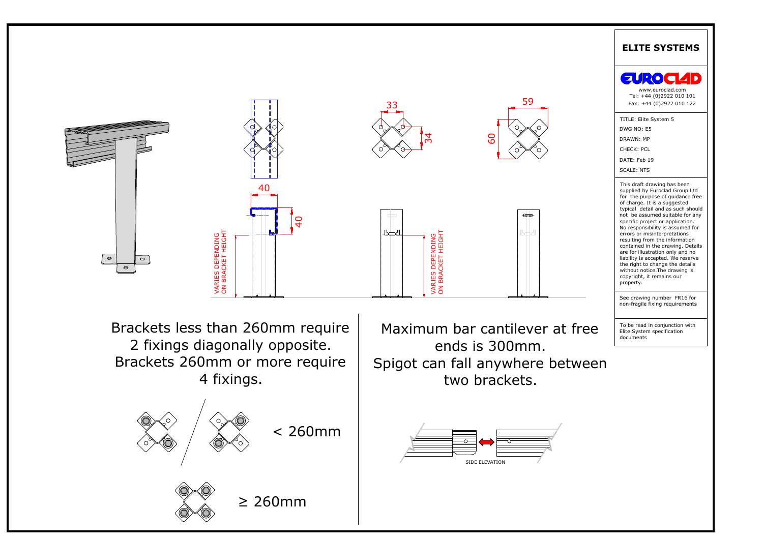# ELITE SYSTEMS

EUROCLAD

www.euroclad.com
Tel: +44 (0)2922 010 101
Fax: +44 (0)2922 010 122

TITLE: Elite System 5
DWG NO: E5
DRAWN: MP
CHECK: PCL
DATE: Feb 19
SCALE: NTS

This draft drawing has been supplied by Euroclad Group Ltd for the purpose of guidance free of charge. It is a suggested typical detail and as such should not be assumed suitable for any specific project or application. No responsibility is assumed for errors or misinterpretations resulting from the information contained in the drawing. Details are for illustration only and no liability is accepted. We reserve the right to change the details without notice.The drawing is copyright, it remains our property.

See drawing number FR16 for non-fragile fixing requirements

To be read in conjunction with Elite System specification documents

---

33

34

59

60

40

40

VARIES DEPENDING ON BRACKET HEIGHT

VARIES DEPENDING ON BRACKET HEIGHT

Brackets less than 260mm require 2 fixings diagonally opposite. Brackets 260mm or more require 4 fixings.

< 260mm

≥ 260mm

Maximum bar cantilever at free ends is 300mm. Spigot can fall anywhere between two brackets.

SIDE ELEVATION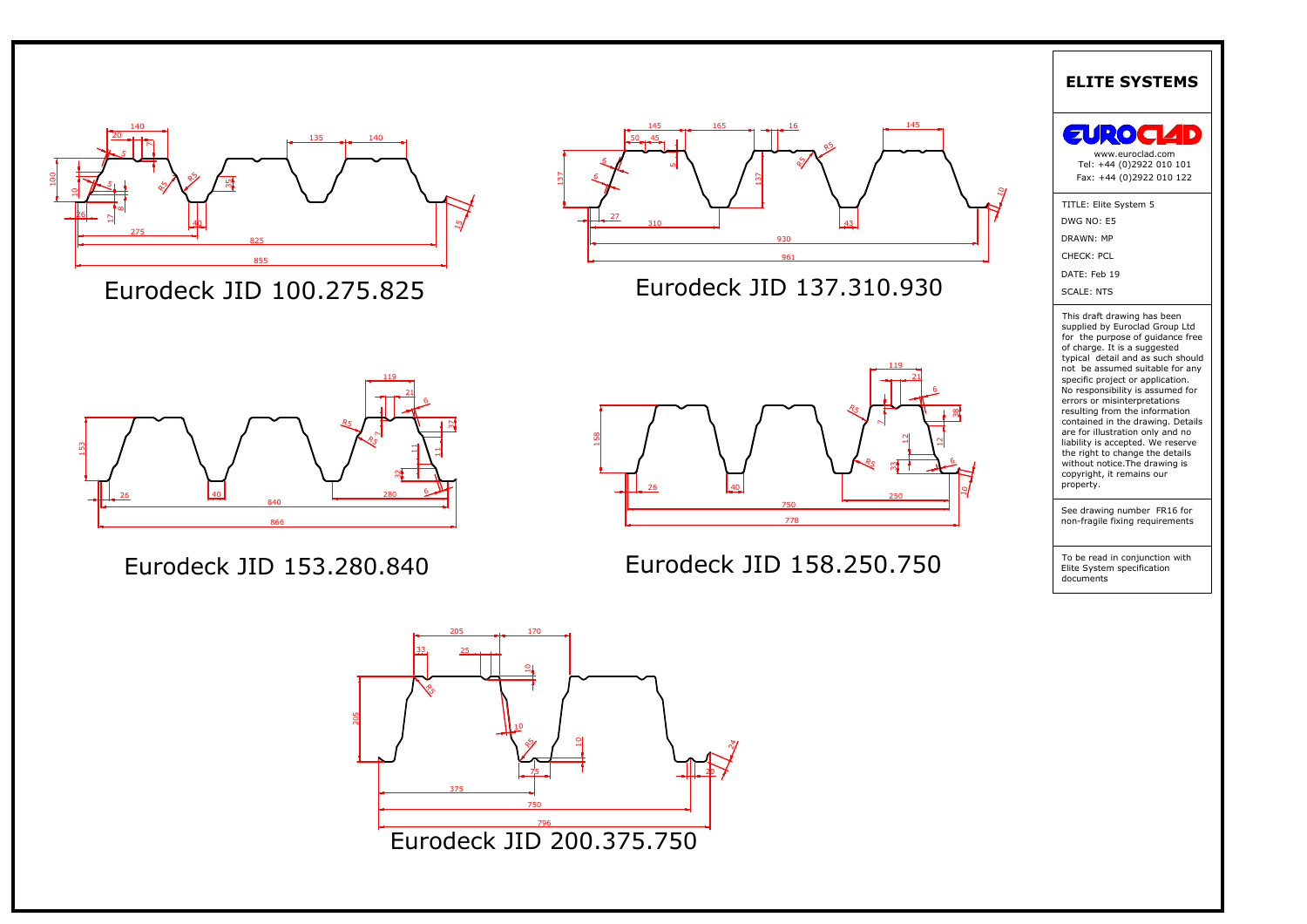Eurodeck JID 100.275.825

140
20
7
5
100
10
6
8
17
26
R5
R5
35
40
275
825
855
135
140
15

Eurodeck JID 137.310.930

145
50
45
165
16
145
137
6
6
5
137
R5
R5
27
310
930
961
43
10

Eurodeck JID 153.280.840

153
119
21
6
R5
R5
7
37
11
11
22
6
26
40
280
840
866

Eurodeck JID 158.250.750

158
119
21
6
R5
7
38
12
12
R5
22
6
10
26
40
250
750
778

Eurodeck JID 200.375.750

205
170
33
25
10
R5
205
10
R5
10
75
24
20
375
750
796

# ELITE SYSTEMS

EUROCLAD

www.euroclad.com
Tel: +44 (0)2922 010 101
Fax: +44 (0)2922 010 122

TITLE: Elite System 5
DWG NO: E5
DRAWN: MP
CHECK: PCL
DATE: Feb 19
SCALE: NTS

This draft drawing has been supplied by Euroclad Group Ltd for the purpose of guidance free of charge. It is a suggested typical detail and as such should not be assumed suitable for any specific project or application. No responsibility is assumed for errors or misinterpretations resulting from the information contained in the drawing. Details are for illustration only and no liability is accepted. We reserve the right to change the details without notice.The drawing is copyright, it remains our property.

See drawing number FR16 for non-fragile fixing requirements

To be read in conjunction with Elite System specification documents